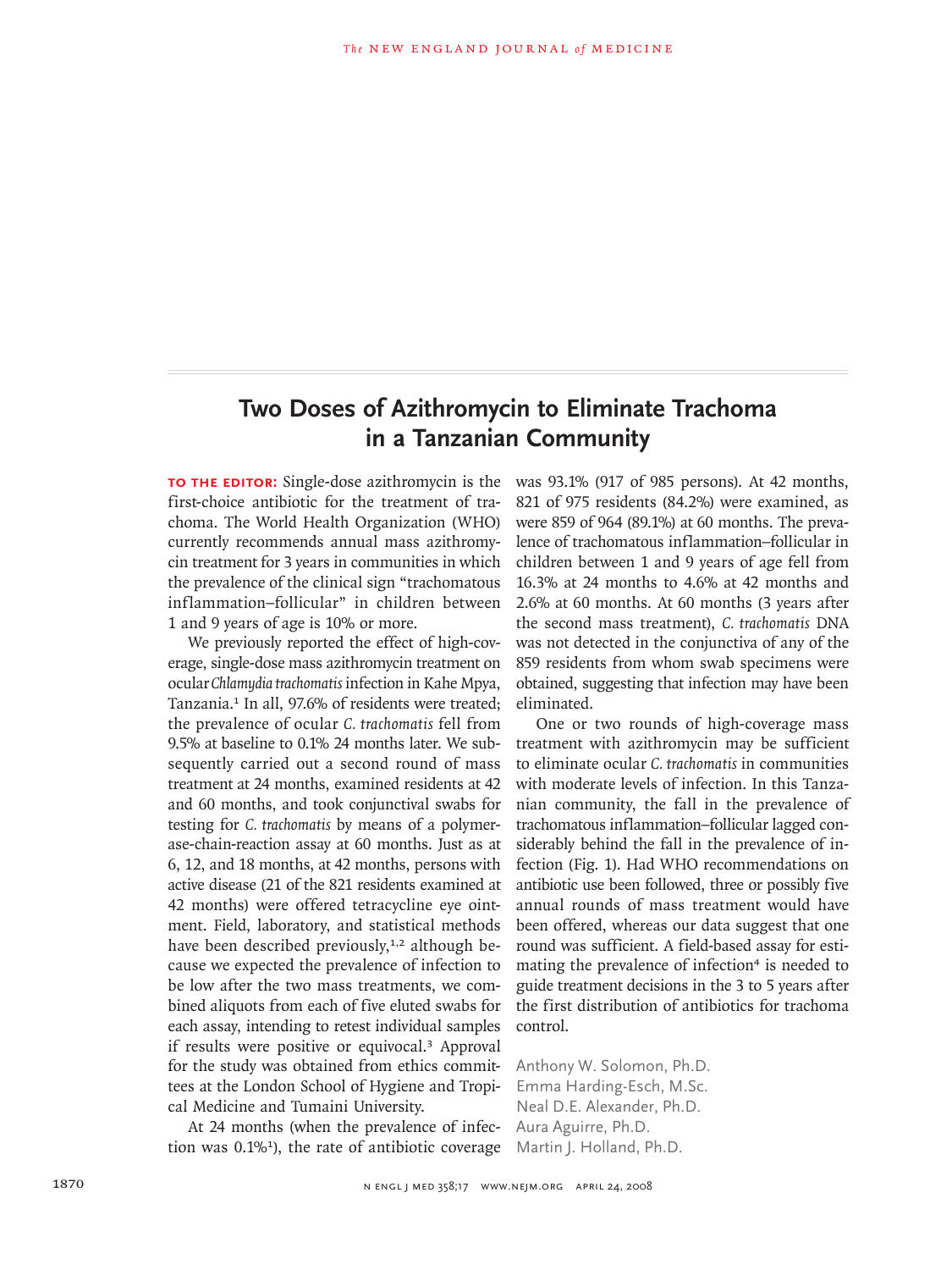# Two Doses of Azithromycin to Eliminate Trachoma in a Tanzanian Community

**TO THE EDITOR:** Single-dose azithromycin is the first-choice antibiotic for the treatment of trachoma. The World Health Organization (WHO) currently recommends annual mass azithromycin treatment for 3 years in communities in which the prevalence of the clinical sign "trachomatous inflammation–follicular" in children between 1 and 9 years of age is 10% or more.

We previously reported the effect of high-coverage, single-dose mass azithromycin treatment on ocular *Chlamydia trachomatis* infection in Kahe Mpya, Tanzania.[1] In all, 97.6% of residents were treated; the prevalence of ocular *C. trachomatis* fell from 9.5% at baseline to 0.1% 24 months later. We subsequently carried out a second round of mass treatment at 24 months, examined residents at 42 and 60 months, and took conjunctival swabs for testing for *C. trachomatis* by means of a polymerase-chain-reaction assay at 60 months. Just as at 6, 12, and 18 months, at 42 months, persons with active disease (21 of the 821 residents examined at 42 months) were offered tetracycline eye ointment. Field, laboratory, and statistical methods have been described previously,[1,2] although because we expected the prevalence of infection to be low after the two mass treatments, we combined aliquots from each of five eluted swabs for each assay, intending to retest individual samples if results were positive or equivocal.[3] Approval for the study was obtained from ethics committees at the London School of Hygiene and Tropical Medicine and Tumaini University.

At 24 months (when the prevalence of infection was 0.1%[1]), the rate of antibiotic coverage was 93.1% (917 of 985 persons). At 42 months, 821 of 975 residents (84.2%) were examined, as were 859 of 964 (89.1%) at 60 months. The prevalence of trachomatous inflammation–follicular in children between 1 and 9 years of age fell from 16.3% at 24 months to 4.6% at 42 months and 2.6% at 60 months. At 60 months (3 years after the second mass treatment), *C. trachomatis* DNA was not detected in the conjunctiva of any of the 859 residents from whom swab specimens were obtained, suggesting that infection may have been eliminated.

One or two rounds of high-coverage mass treatment with azithromycin may be sufficient to eliminate ocular *C. trachomatis* in communities with moderate levels of infection. In this Tanzanian community, the fall in the prevalence of trachomatous inflammation–follicular lagged considerably behind the fall in the prevalence of infection (Fig. 1). Had WHO recommendations on antibiotic use been followed, three or possibly five annual rounds of mass treatment would have been offered, whereas our data suggest that one round was sufficient. A field-based assay for estimating the prevalence of infection[4] is needed to guide treatment decisions in the 3 to 5 years after the first distribution of antibiotics for trachoma control.

Anthony W. Solomon, Ph.D.
Emma Harding-Esch, M.Sc.
Neal D.E. Alexander, Ph.D.
Aura Aguirre, Ph.D.
Martin J. Holland, Ph.D.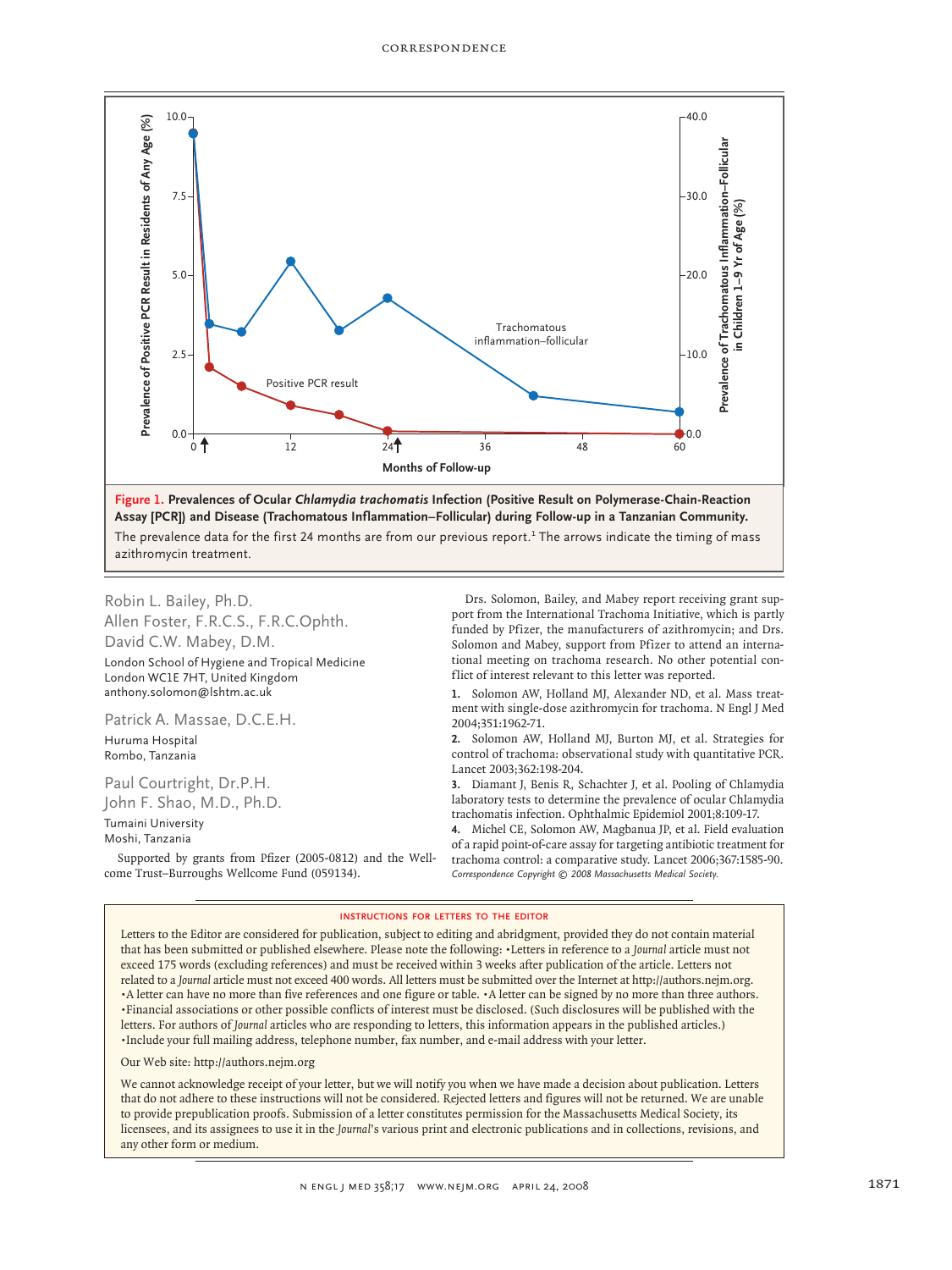Prevalence of Positive PCR Result in Residents of Any Age (%)

10.0
7.5
5.0
2.5
0.0

Prevalence of Trachomatous Inflammation–Follicular in Children 1–9 Yr of Age (%)

40.0
30.0
20.0
10.0
0.0

0
12
24
36
48
60

Months of Follow-up

Trachomatous inflammation–follicular

Positive PCR result

**Figure 1. Prevalences of Ocular *Chlamydia trachomatis* Infection (Positive Result on Polymerase-Chain-Reaction Assay [PCR]) and Disease (Trachomatous Inflammation–Follicular) during Follow-up in a Tanzanian Community.**

The prevalence data for the first 24 months are from our previous report.[1] The arrows indicate the timing of mass azithromycin treatment.

Robin L. Bailey, Ph.D.
Allen Foster, F.R.C.S., F.R.C.Ophth.
David C.W. Mabey, D.M.
London School of Hygiene and Tropical Medicine
London WC1E 7HT, United Kingdom
anthony.solomon@lshtm.ac.uk

Patrick A. Massae, D.C.E.H.
Huruma Hospital
Rombo, Tanzania

Paul Courtright, Dr.P.H.
John F. Shao, M.D., Ph.D.
Tumaini University
Moshi, Tanzania

Supported by grants from Pfizer (2005-0812) and the Wellcome Trust–Burroughs Wellcome Fund (059134).

Drs. Solomon, Bailey, and Mabey report receiving grant support from the International Trachoma Initiative, which is partly funded by Pfizer, the manufacturers of azithromycin; and Drs. Solomon and Mabey, support from Pfizer to attend an international meeting on trachoma research. No other potential conflict of interest relevant to this letter was reported.

1. Solomon AW, Holland MJ, Alexander ND, et al. Mass treatment with single-dose azithromycin for trachoma. N Engl J Med 2004;351:1962-71.
2. Solomon AW, Holland MJ, Burton MJ, et al. Strategies for control of trachoma: observational study with quantitative PCR. Lancet 2003;362:198-204.
3. Diamant J, Benis R, Schachter J, et al. Pooling of Chlamydia laboratory tests to determine the prevalence of ocular Chlamydia trachomatis infection. Ophthalmic Epidemiol 2001;8:109-17.
4. Michel CE, Solomon AW, Magbanua JP, et al. Field evaluation of a rapid point-of-care assay for targeting antibiotic treatment for trachoma control: a comparative study. Lancet 2006;367:1585-90.

*Correspondence Copyright © 2008 Massachusetts Medical Society.*

## INSTRUCTIONS FOR LETTERS TO THE EDITOR

Letters to the Editor are considered for publication, subject to editing and abridgment, provided they do not contain material that has been submitted or published elsewhere. Please note the following: •Letters in reference to a *Journal* article must not exceed 175 words (excluding references) and must be received within 3 weeks after publication of the article. Letters not related to a *Journal* article must not exceed 400 words. All letters must be submitted over the Internet at http://authors.nejm.org. •A letter can have no more than five references and one figure or table. •A letter can be signed by no more than three authors. •Financial associations or other possible conflicts of interest must be disclosed. (Such disclosures will be published with the letters. For authors of *Journal* articles who are responding to letters, this information appears in the published articles.) •Include your full mailing address, telephone number, fax number, and e-mail address with your letter.

Our Web site: http://authors.nejm.org

We cannot acknowledge receipt of your letter, but we will notify you when we have made a decision about publication. Letters that do not adhere to these instructions will not be considered. Rejected letters and figures will not be returned. We are unable to provide prepublication proofs. Submission of a letter constitutes permission for the Massachusetts Medical Society, its licensees, and its assignees to use it in the *Journal*'s various print and electronic publications and in collections, revisions, and any other form or medium.